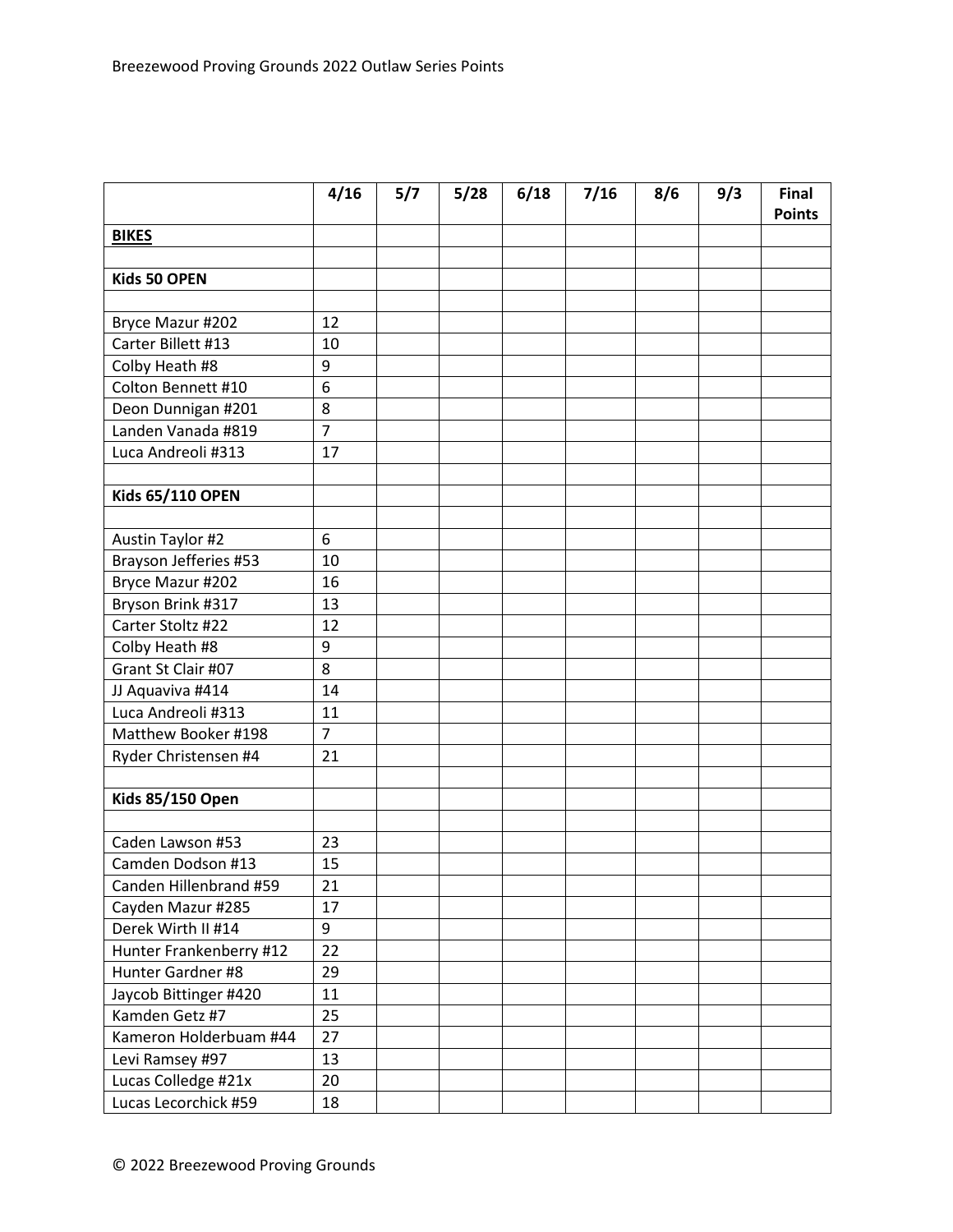Breezewood Proving Grounds 2022 Outlaw Series Points

| | 4/16 | 5/7 | 5/28 | 6/18 | 7/16 | 8/6 | 9/3 | Final Points |
|---|---|---|---|---|---|---|---|---|
| **BIKES** | | | | | | | | |
| | | | | | | | | |
| **Kids 50 OPEN** | | | | | | | | |
| | | | | | | | | |
| Bryce Mazur #202 | 12 | | | | | | | |
| Carter Billett #13 | 10 | | | | | | | |
| Colby Heath #8 | 9 | | | | | | | |
| Colton Bennett #10 | 6 | | | | | | | |
| Deon Dunnigan #201 | 8 | | | | | | | |
| Landen Vanada #819 | 7 | | | | | | | |
| Luca Andreoli #313 | 17 | | | | | | | |
| | | | | | | | | |
| **Kids 65/110 OPEN** | | | | | | | | |
| | | | | | | | | |
| Austin Taylor #2 | 6 | | | | | | | |
| Brayson Jefferies #53 | 10 | | | | | | | |
| Bryce Mazur #202 | 16 | | | | | | | |
| Bryson Brink #317 | 13 | | | | | | | |
| Carter Stoltz #22 | 12 | | | | | | | |
| Colby Heath #8 | 9 | | | | | | | |
| Grant St Clair #07 | 8 | | | | | | | |
| JJ Aquaviva #414 | 14 | | | | | | | |
| Luca Andreoli #313 | 11 | | | | | | | |
| Matthew Booker #198 | 7 | | | | | | | |
| Ryder Christensen #4 | 21 | | | | | | | |
| | | | | | | | | |
| **Kids 85/150 Open** | | | | | | | | |
| | | | | | | | | |
| Caden Lawson #53 | 23 | | | | | | | |
| Camden Dodson #13 | 15 | | | | | | | |
| Canden Hillenbrand #59 | 21 | | | | | | | |
| Cayden Mazur #285 | 17 | | | | | | | |
| Derek Wirth II #14 | 9 | | | | | | | |
| Hunter Frankenberry #12 | 22 | | | | | | | |
| Hunter Gardner #8 | 29 | | | | | | | |
| Jaycob Bittinger #420 | 11 | | | | | | | |
| Kamden Getz #7 | 25 | | | | | | | |
| Kameron Holderbuam #44 | 27 | | | | | | | |
| Levi Ramsey #97 | 13 | | | | | | | |
| Lucas Colledge #21x | 20 | | | | | | | |
| Lucas Lecorchick #59 | 18 | | | | | | | |

© 2022 Breezewood Proving Grounds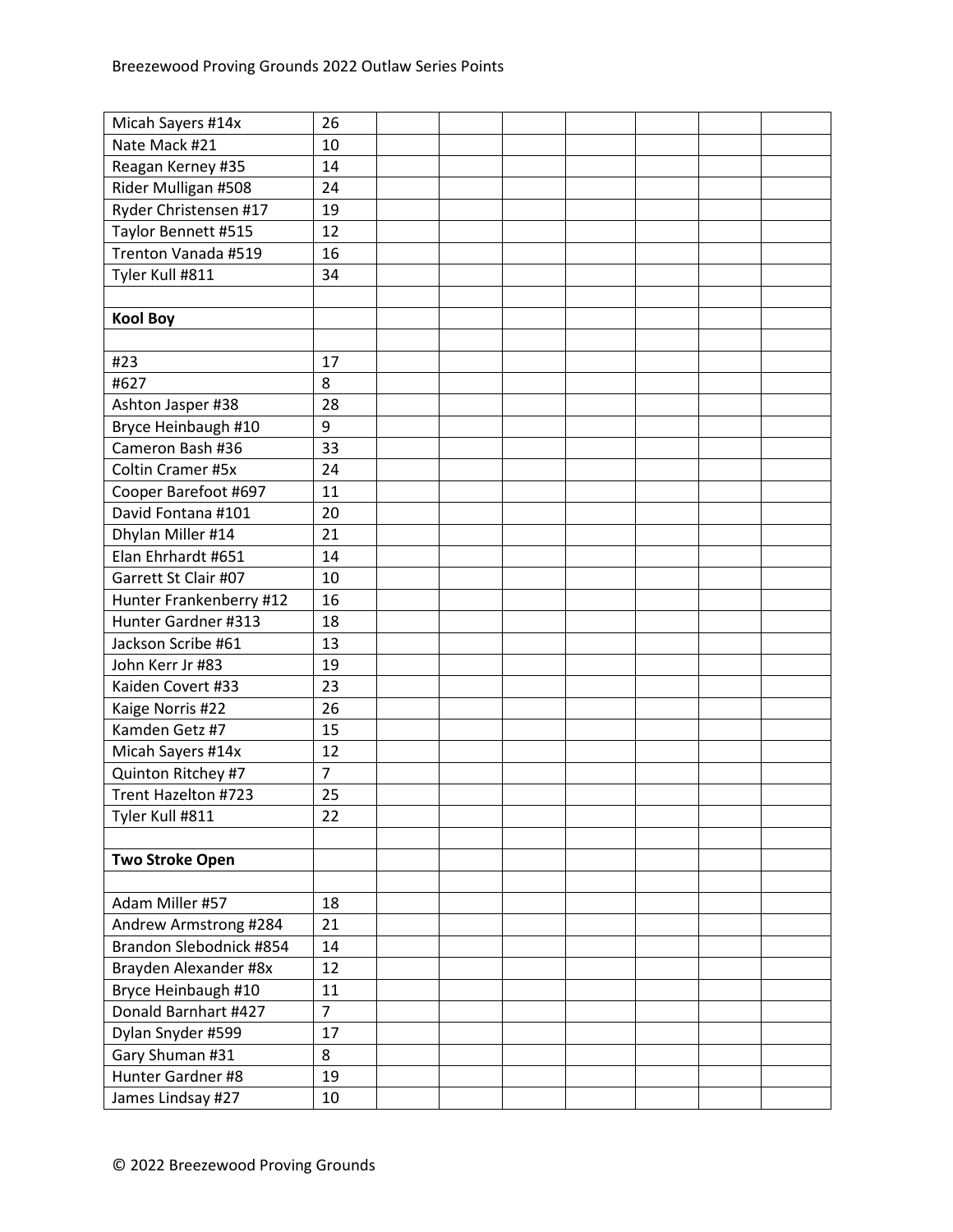| | | | | | | | | |
|---|---|---|---|---|---|---|---|---|
| Micah Sayers #14x | 26 | | | | | | | |
| Nate Mack #21 | 10 | | | | | | | |
| Reagan Kerney #35 | 14 | | | | | | | |
| Rider Mulligan #508 | 24 | | | | | | | |
| Ryder Christensen #17 | 19 | | | | | | | |
| Taylor Bennett #515 | 12 | | | | | | | |
| Trenton Vanada #519 | 16 | | | | | | | |
| Tyler Kull #811 | 34 | | | | | | | |
| | | | | | | | | |
| **Kool Boy** | | | | | | | | |
| | | | | | | | | |
| #23 | 17 | | | | | | | |
| #627 | 8 | | | | | | | |
| Ashton Jasper #38 | 28 | | | | | | | |
| Bryce Heinbaugh #10 | 9 | | | | | | | |
| Cameron Bash #36 | 33 | | | | | | | |
| Coltin Cramer #5x | 24 | | | | | | | |
| Cooper Barefoot #697 | 11 | | | | | | | |
| David Fontana #101 | 20 | | | | | | | |
| Dhylan Miller #14 | 21 | | | | | | | |
| Elan Ehrhardt #651 | 14 | | | | | | | |
| Garrett St Clair #07 | 10 | | | | | | | |
| Hunter Frankenberry #12 | 16 | | | | | | | |
| Hunter Gardner #313 | 18 | | | | | | | |
| Jackson Scribe #61 | 13 | | | | | | | |
| John Kerr Jr #83 | 19 | | | | | | | |
| Kaiden Covert #33 | 23 | | | | | | | |
| Kaige Norris #22 | 26 | | | | | | | |
| Kamden Getz #7 | 15 | | | | | | | |
| Micah Sayers #14x | 12 | | | | | | | |
| Quinton Ritchey #7 | 7 | | | | | | | |
| Trent Hazelton #723 | 25 | | | | | | | |
| Tyler Kull #811 | 22 | | | | | | | |
| | | | | | | | | |
| **Two Stroke Open** | | | | | | | | |
| | | | | | | | | |
| Adam Miller #57 | 18 | | | | | | | |
| Andrew Armstrong #284 | 21 | | | | | | | |
| Brandon Slebodnick #854 | 14 | | | | | | | |
| Brayden Alexander #8x | 12 | | | | | | | |
| Bryce Heinbaugh #10 | 11 | | | | | | | |
| Donald Barnhart #427 | 7 | | | | | | | |
| Dylan Snyder #599 | 17 | | | | | | | |
| Gary Shuman #31 | 8 | | | | | | | |
| Hunter Gardner #8 | 19 | | | | | | | |
| James Lindsay #27 | 10 | | | | | | | |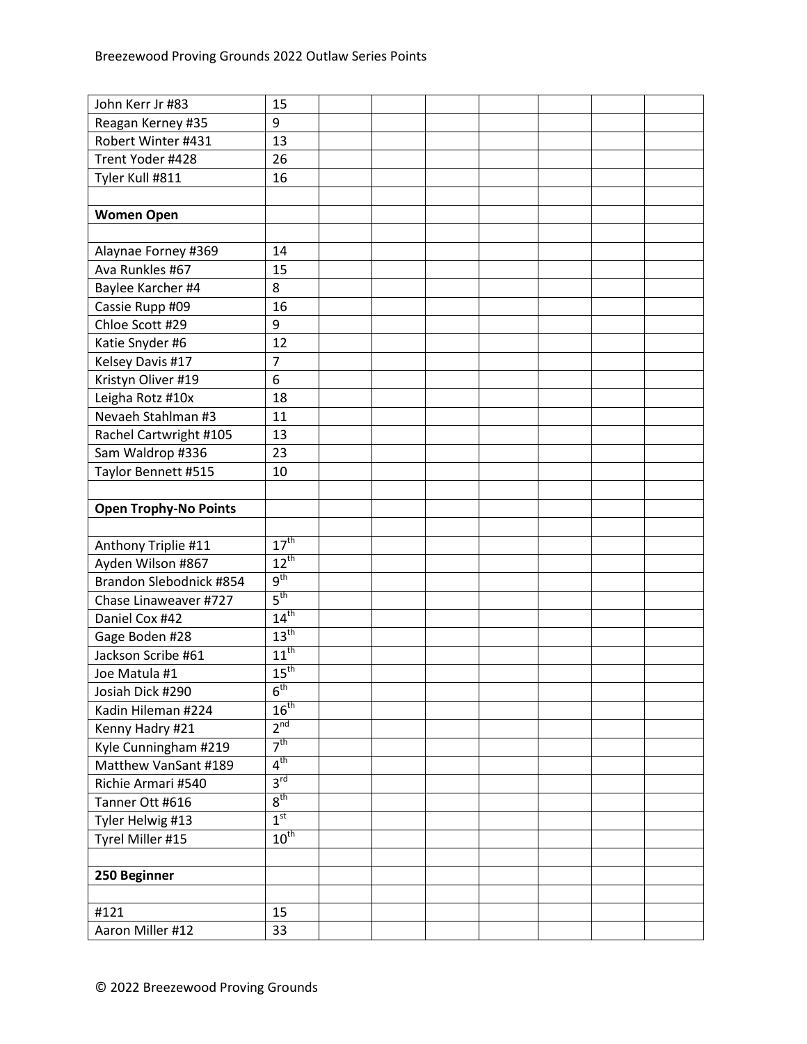| | | | | | | | | |
|---|---|---|---|---|---|---|---|---|
| John Kerr Jr #83 | 15 | | | | | | | |
| Reagan Kerney #35 | 9 | | | | | | | |
| Robert Winter #431 | 13 | | | | | | | |
| Trent Yoder #428 | 26 | | | | | | | |
| Tyler Kull #811 | 16 | | | | | | | |
| | | | | | | | | |
| **Women Open** | | | | | | | | |
| | | | | | | | | |
| Alaynae Forney #369 | 14 | | | | | | | |
| Ava Runkles #67 | 15 | | | | | | | |
| Baylee Karcher #4 | 8 | | | | | | | |
| Cassie Rupp #09 | 16 | | | | | | | |
| Chloe Scott #29 | 9 | | | | | | | |
| Katie Snyder #6 | 12 | | | | | | | |
| Kelsey Davis #17 | 7 | | | | | | | |
| Kristyn Oliver #19 | 6 | | | | | | | |
| Leigha Rotz #10x | 18 | | | | | | | |
| Nevaeh Stahlman #3 | 11 | | | | | | | |
| Rachel Cartwright #105 | 13 | | | | | | | |
| Sam Waldrop #336 | 23 | | | | | | | |
| Taylor Bennett #515 | 10 | | | | | | | |
| | | | | | | | | |
| **Open Trophy-No Points** | | | | | | | | |
| | | | | | | | | |
| Anthony Triplie #11 | 17th | | | | | | | |
| Ayden Wilson #867 | 12th | | | | | | | |
| Brandon Slebodnick #854 | 9th | | | | | | | |
| Chase Linaweaver #727 | 5th | | | | | | | |
| Daniel Cox #42 | 14th | | | | | | | |
| Gage Boden #28 | 13th | | | | | | | |
| Jackson Scribe #61 | 11th | | | | | | | |
| Joe Matula #1 | 15th | | | | | | | |
| Josiah Dick #290 | 6th | | | | | | | |
| Kadin Hileman #224 | 16th | | | | | | | |
| Kenny Hadry #21 | 2nd | | | | | | | |
| Kyle Cunningham #219 | 7th | | | | | | | |
| Matthew VanSant #189 | 4th | | | | | | | |
| Richie Armari #540 | 3rd | | | | | | | |
| Tanner Ott #616 | 8th | | | | | | | |
| Tyler Helwig #13 | 1st | | | | | | | |
| Tyrel Miller #15 | 10th | | | | | | | |
| | | | | | | | | |
| **250 Beginner** | | | | | | | | |
| | | | | | | | | |
| #121 | 15 | | | | | | | |
| Aaron Miller #12 | 33 | | | | | | | |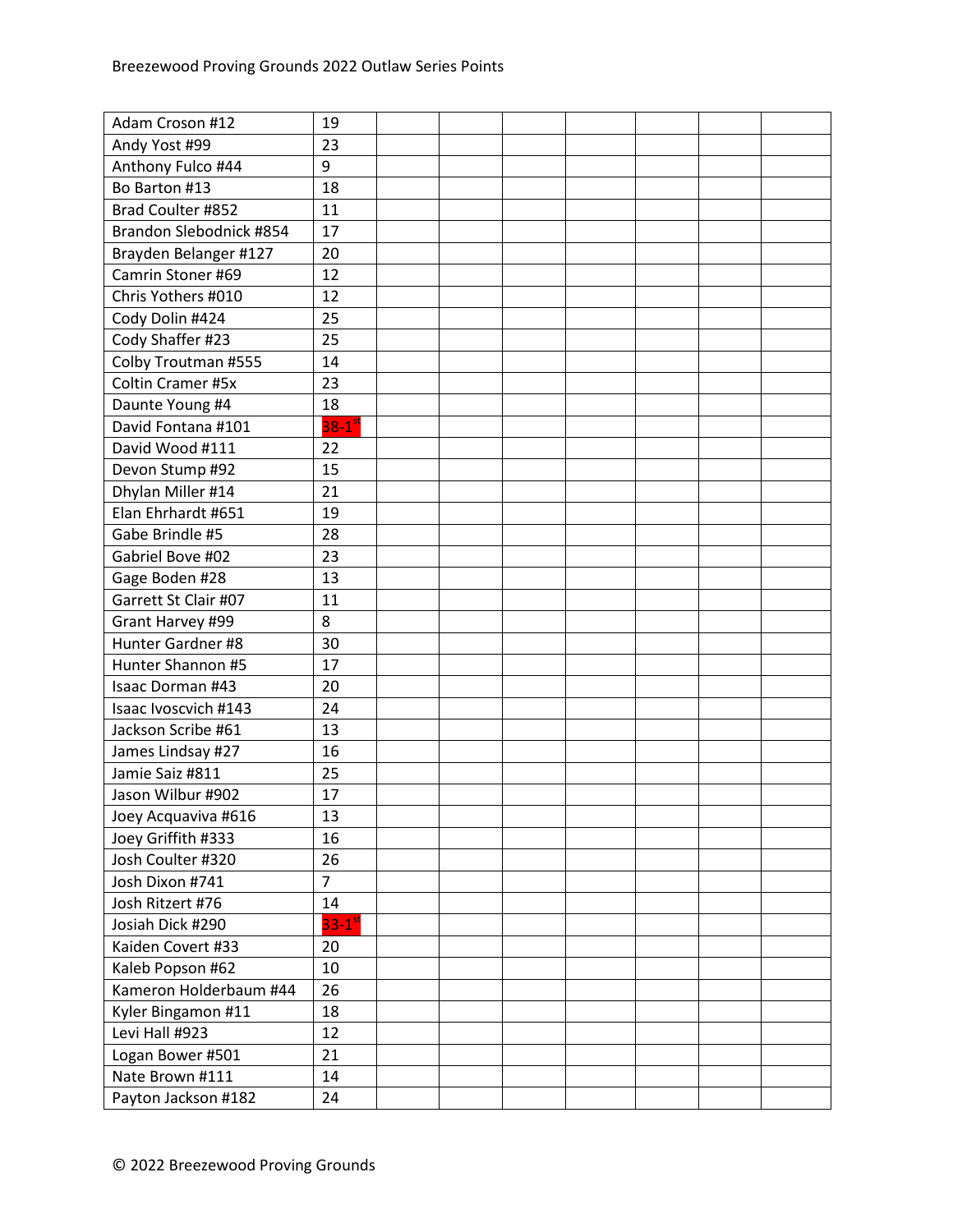Breezewood Proving Grounds 2022 Outlaw Series Points

| | | | | | | | | |
|---|---|---|---|---|---|---|---|---|
| Adam Croson #12 | 19 | | | | | | | |
| Andy Yost #99 | 23 | | | | | | | |
| Anthony Fulco #44 | 9 | | | | | | | |
| Bo Barton #13 | 18 | | | | | | | |
| Brad Coulter #852 | 11 | | | | | | | |
| Brandon Slebodnick #854 | 17 | | | | | | | |
| Brayden Belanger #127 | 20 | | | | | | | |
| Camrin Stoner #69 | 12 | | | | | | | |
| Chris Yothers #010 | 12 | | | | | | | |
| Cody Dolin #424 | 25 | | | | | | | |
| Cody Shaffer #23 | 25 | | | | | | | |
| Colby Troutman #555 | 14 | | | | | | | |
| Coltin Cramer #5x | 23 | | | | | | | |
| Daunte Young #4 | 18 | | | | | | | |
| David Fontana #101 | 38-1st | | | | | | | |
| David Wood #111 | 22 | | | | | | | |
| Devon Stump #92 | 15 | | | | | | | |
| Dhylan Miller #14 | 21 | | | | | | | |
| Elan Ehrhardt #651 | 19 | | | | | | | |
| Gabe Brindle #5 | 28 | | | | | | | |
| Gabriel Bove #02 | 23 | | | | | | | |
| Gage Boden #28 | 13 | | | | | | | |
| Garrett St Clair #07 | 11 | | | | | | | |
| Grant Harvey #99 | 8 | | | | | | | |
| Hunter Gardner #8 | 30 | | | | | | | |
| Hunter Shannon #5 | 17 | | | | | | | |
| Isaac Dorman #43 | 20 | | | | | | | |
| Isaac Ivoscvich #143 | 24 | | | | | | | |
| Jackson Scribe #61 | 13 | | | | | | | |
| James Lindsay #27 | 16 | | | | | | | |
| Jamie Saiz #811 | 25 | | | | | | | |
| Jason Wilbur #902 | 17 | | | | | | | |
| Joey Acquaviva #616 | 13 | | | | | | | |
| Joey Griffith #333 | 16 | | | | | | | |
| Josh Coulter #320 | 26 | | | | | | | |
| Josh Dixon #741 | 7 | | | | | | | |
| Josh Ritzert #76 | 14 | | | | | | | |
| Josiah Dick #290 | 33-1st | | | | | | | |
| Kaiden Covert #33 | 20 | | | | | | | |
| Kaleb Popson #62 | 10 | | | | | | | |
| Kameron Holderbaum #44 | 26 | | | | | | | |
| Kyler Bingamon #11 | 18 | | | | | | | |
| Levi Hall #923 | 12 | | | | | | | |
| Logan Bower #501 | 21 | | | | | | | |
| Nate Brown #111 | 14 | | | | | | | |
| Payton Jackson #182 | 24 | | | | | | | |

© 2022 Breezewood Proving Grounds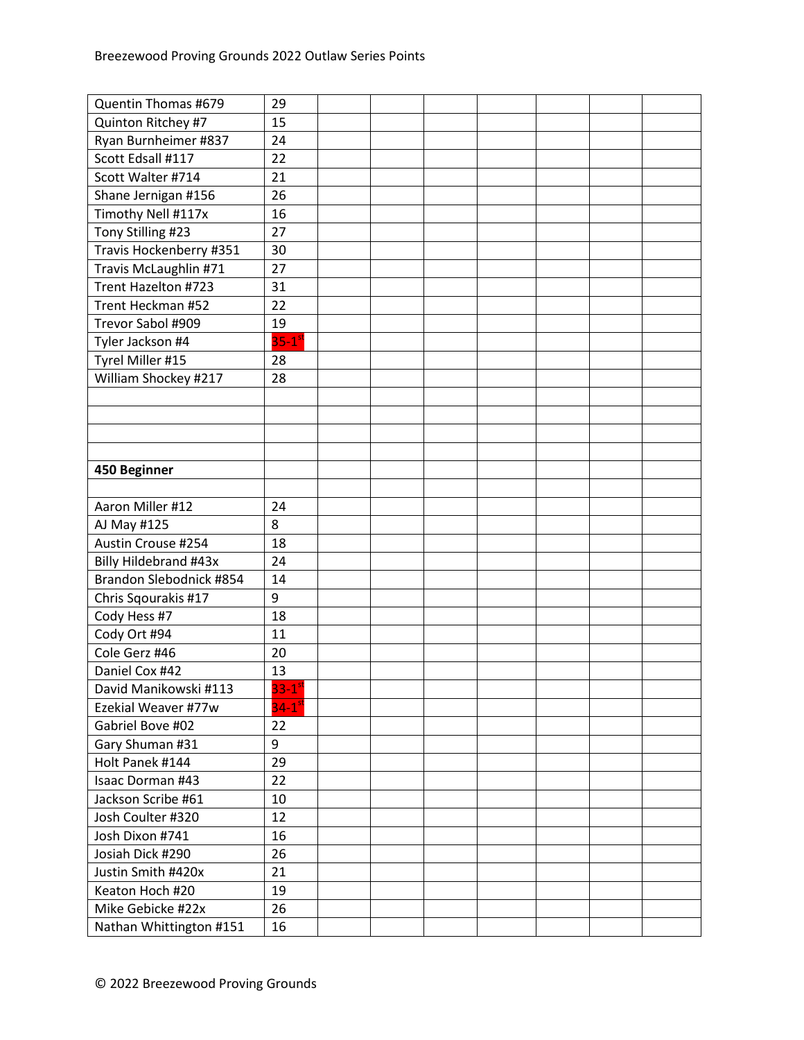| | | | | | | | | |
|---|---|---|---|---|---|---|---|---|
| Quentin Thomas #679 | 29 | | | | | | | |
| Quinton Ritchey #7 | 15 | | | | | | | |
| Ryan Burnheimer #837 | 24 | | | | | | | |
| Scott Edsall #117 | 22 | | | | | | | |
| Scott Walter #714 | 21 | | | | | | | |
| Shane Jernigan #156 | 26 | | | | | | | |
| Timothy Nell #117x | 16 | | | | | | | |
| Tony Stilling #23 | 27 | | | | | | | |
| Travis Hockenberry #351 | 30 | | | | | | | |
| Travis McLaughlin #71 | 27 | | | | | | | |
| Trent Hazelton #723 | 31 | | | | | | | |
| Trent Heckman #52 | 22 | | | | | | | |
| Trevor Sabol #909 | 19 | | | | | | | |
| Tyler Jackson #4 | 35-1st | | | | | | | |
| Tyrel Miller #15 | 28 | | | | | | | |
| William Shockey #217 | 28 | | | | | | | |
| | | | | | | | | |
| | | | | | | | | |
| | | | | | | | | |
| | | | | | | | | |
| **450 Beginner** | | | | | | | | |
| | | | | | | | | |
| Aaron Miller #12 | 24 | | | | | | | |
| AJ May #125 | 8 | | | | | | | |
| Austin Crouse #254 | 18 | | | | | | | |
| Billy Hildebrand #43x | 24 | | | | | | | |
| Brandon Slebodnick #854 | 14 | | | | | | | |
| Chris Sqourakis #17 | 9 | | | | | | | |
| Cody Hess #7 | 18 | | | | | | | |
| Cody Ort #94 | 11 | | | | | | | |
| Cole Gerz #46 | 20 | | | | | | | |
| Daniel Cox #42 | 13 | | | | | | | |
| David Manikowski #113 | 33-1st | | | | | | | |
| Ezekial Weaver #77w | 34-1st | | | | | | | |
| Gabriel Bove #02 | 22 | | | | | | | |
| Gary Shuman #31 | 9 | | | | | | | |
| Holt Panek #144 | 29 | | | | | | | |
| Isaac Dorman #43 | 22 | | | | | | | |
| Jackson Scribe #61 | 10 | | | | | | | |
| Josh Coulter #320 | 12 | | | | | | | |
| Josh Dixon #741 | 16 | | | | | | | |
| Josiah Dick #290 | 26 | | | | | | | |
| Justin Smith #420x | 21 | | | | | | | |
| Keaton Hoch #20 | 19 | | | | | | | |
| Mike Gebicke #22x | 26 | | | | | | | |
| Nathan Whittington #151 | 16 | | | | | | | |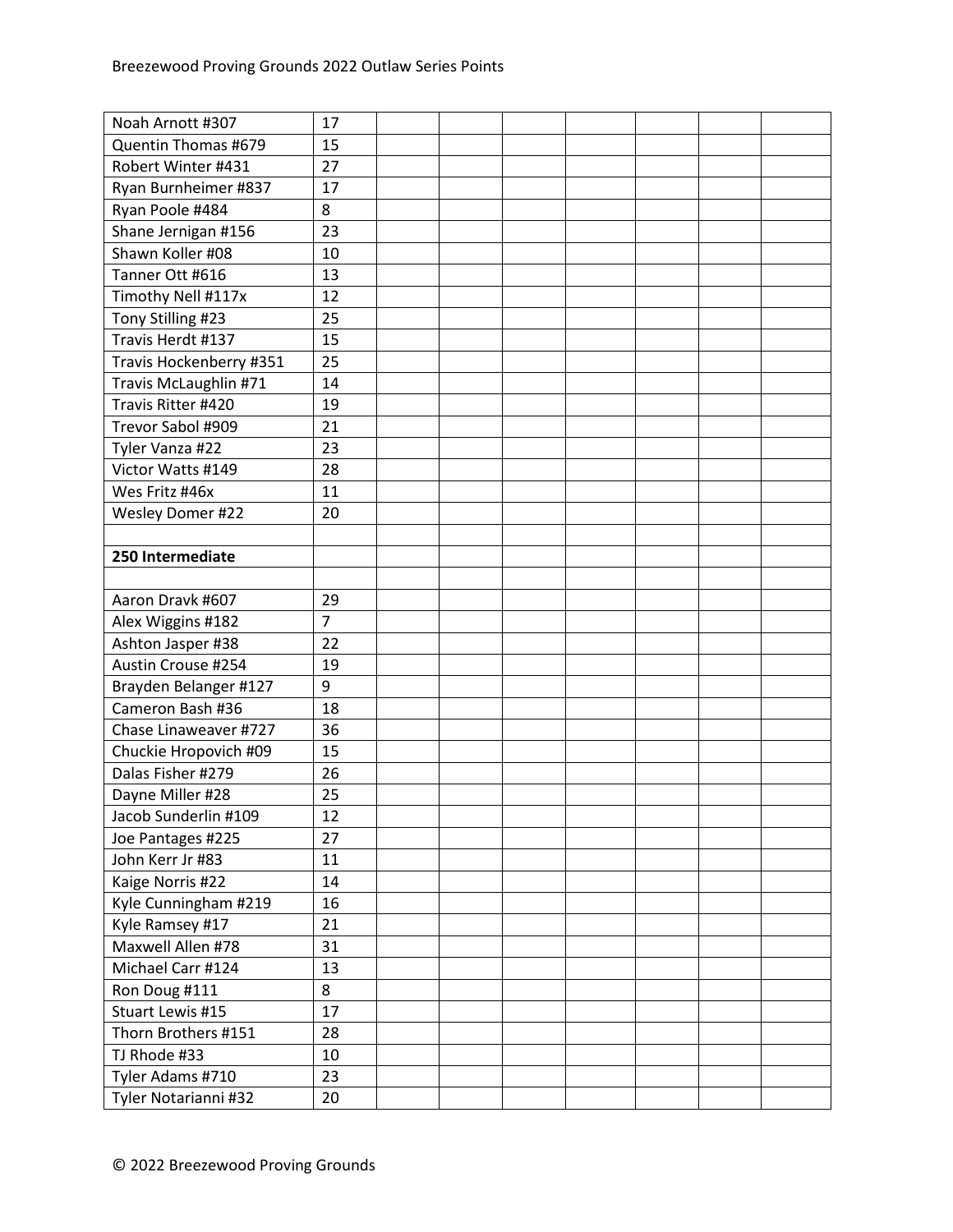| | | | | | | | | |
|---|---|---|---|---|---|---|---|---|
| Noah Arnott #307 | 17 | | | | | | | |
| Quentin Thomas #679 | 15 | | | | | | | |
| Robert Winter #431 | 27 | | | | | | | |
| Ryan Burnheimer #837 | 17 | | | | | | | |
| Ryan Poole #484 | 8 | | | | | | | |
| Shane Jernigan #156 | 23 | | | | | | | |
| Shawn Koller #08 | 10 | | | | | | | |
| Tanner Ott #616 | 13 | | | | | | | |
| Timothy Nell #117x | 12 | | | | | | | |
| Tony Stilling #23 | 25 | | | | | | | |
| Travis Herdt #137 | 15 | | | | | | | |
| Travis Hockenberry #351 | 25 | | | | | | | |
| Travis McLaughlin #71 | 14 | | | | | | | |
| Travis Ritter #420 | 19 | | | | | | | |
| Trevor Sabol #909 | 21 | | | | | | | |
| Tyler Vanza #22 | 23 | | | | | | | |
| Victor Watts #149 | 28 | | | | | | | |
| Wes Fritz #46x | 11 | | | | | | | |
| Wesley Domer #22 | 20 | | | | | | | |
| | | | | | | | | |
| **250 Intermediate** | | | | | | | | |
| | | | | | | | | |
| Aaron Dravk #607 | 29 | | | | | | | |
| Alex Wiggins #182 | 7 | | | | | | | |
| Ashton Jasper #38 | 22 | | | | | | | |
| Austin Crouse #254 | 19 | | | | | | | |
| Brayden Belanger #127 | 9 | | | | | | | |
| Cameron Bash #36 | 18 | | | | | | | |
| Chase Linaweaver #727 | 36 | | | | | | | |
| Chuckie Hropovich #09 | 15 | | | | | | | |
| Dalas Fisher #279 | 26 | | | | | | | |
| Dayne Miller #28 | 25 | | | | | | | |
| Jacob Sunderlin #109 | 12 | | | | | | | |
| Joe Pantages #225 | 27 | | | | | | | |
| John Kerr Jr #83 | 11 | | | | | | | |
| Kaige Norris #22 | 14 | | | | | | | |
| Kyle Cunningham #219 | 16 | | | | | | | |
| Kyle Ramsey #17 | 21 | | | | | | | |
| Maxwell Allen #78 | 31 | | | | | | | |
| Michael Carr #124 | 13 | | | | | | | |
| Ron Doug #111 | 8 | | | | | | | |
| Stuart Lewis #15 | 17 | | | | | | | |
| Thorn Brothers #151 | 28 | | | | | | | |
| TJ Rhode #33 | 10 | | | | | | | |
| Tyler Adams #710 | 23 | | | | | | | |
| Tyler Notarianni #32 | 20 | | | | | | | |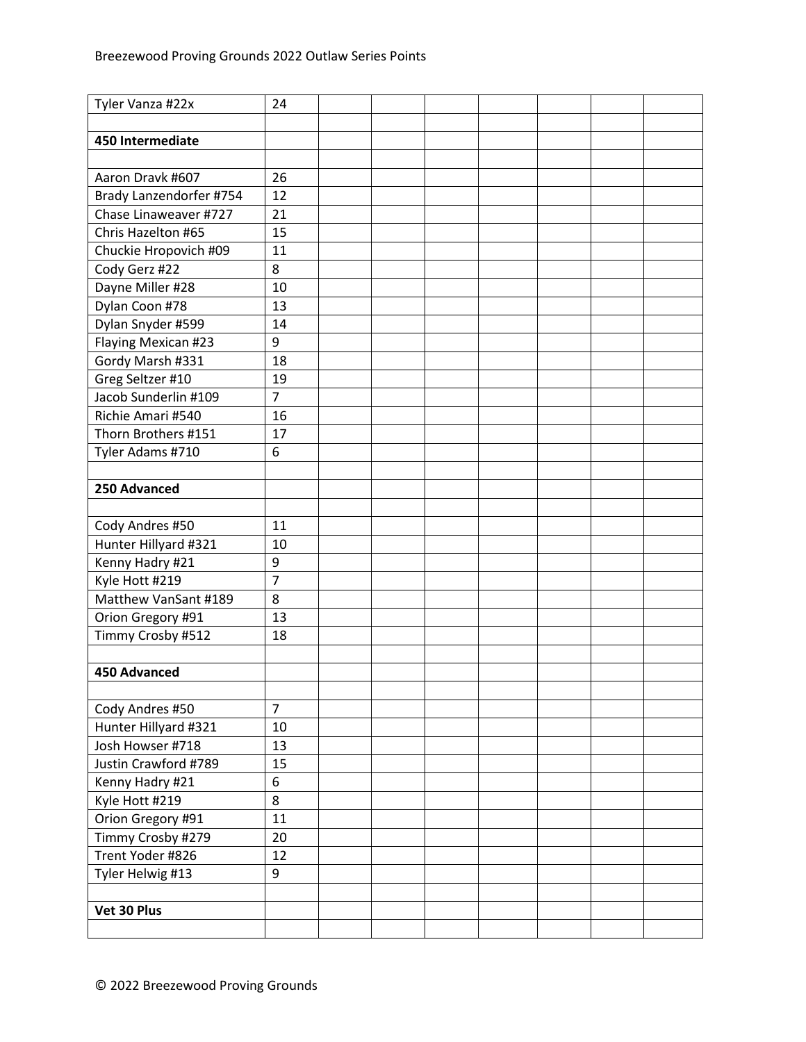Breezewood Proving Grounds 2022 Outlaw Series Points

| | | | | | | | | |
|---|---|---|---|---|---|---|---|---|
| Tyler Vanza #22x | 24 | | | | | | | |
| | | | | | | | | |
| **450 Intermediate** | | | | | | | | |
| | | | | | | | | |
| Aaron Dravk #607 | 26 | | | | | | | |
| Brady Lanzendorfer #754 | 12 | | | | | | | |
| Chase Linaweaver #727 | 21 | | | | | | | |
| Chris Hazelton #65 | 15 | | | | | | | |
| Chuckie Hropovich #09 | 11 | | | | | | | |
| Cody Gerz #22 | 8 | | | | | | | |
| Dayne Miller #28 | 10 | | | | | | | |
| Dylan Coon #78 | 13 | | | | | | | |
| Dylan Snyder #599 | 14 | | | | | | | |
| Flaying Mexican #23 | 9 | | | | | | | |
| Gordy Marsh #331 | 18 | | | | | | | |
| Greg Seltzer #10 | 19 | | | | | | | |
| Jacob Sunderlin #109 | 7 | | | | | | | |
| Richie Amari #540 | 16 | | | | | | | |
| Thorn Brothers #151 | 17 | | | | | | | |
| Tyler Adams #710 | 6 | | | | | | | |
| | | | | | | | | |
| **250 Advanced** | | | | | | | | |
| | | | | | | | | |
| Cody Andres #50 | 11 | | | | | | | |
| Hunter Hillyard #321 | 10 | | | | | | | |
| Kenny Hadry #21 | 9 | | | | | | | |
| Kyle Hott #219 | 7 | | | | | | | |
| Matthew VanSant #189 | 8 | | | | | | | |
| Orion Gregory #91 | 13 | | | | | | | |
| Timmy Crosby #512 | 18 | | | | | | | |
| | | | | | | | | |
| **450 Advanced** | | | | | | | | |
| | | | | | | | | |
| Cody Andres #50 | 7 | | | | | | | |
| Hunter Hillyard #321 | 10 | | | | | | | |
| Josh Howser #718 | 13 | | | | | | | |
| Justin Crawford #789 | 15 | | | | | | | |
| Kenny Hadry #21 | 6 | | | | | | | |
| Kyle Hott #219 | 8 | | | | | | | |
| Orion Gregory #91 | 11 | | | | | | | |
| Timmy Crosby #279 | 20 | | | | | | | |
| Trent Yoder #826 | 12 | | | | | | | |
| Tyler Helwig #13 | 9 | | | | | | | |
| | | | | | | | | |
| **Vet 30 Plus** | | | | | | | | |
| | | | | | | | | |

© 2022 Breezewood Proving Grounds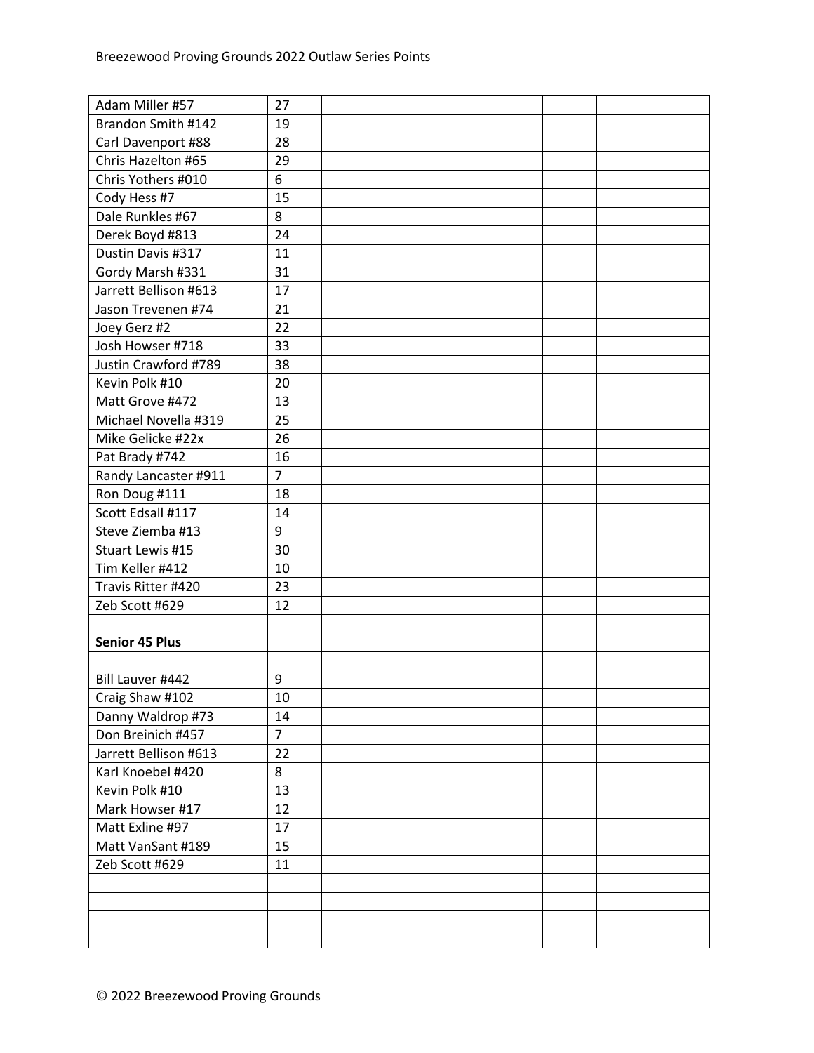| | | | | | | | | |
|---|---|---|---|---|---|---|---|---|
| Adam Miller #57 | 27 | | | | | | | |
| Brandon Smith #142 | 19 | | | | | | | |
| Carl Davenport #88 | 28 | | | | | | | |
| Chris Hazelton #65 | 29 | | | | | | | |
| Chris Yothers #010 | 6 | | | | | | | |
| Cody Hess #7 | 15 | | | | | | | |
| Dale Runkles #67 | 8 | | | | | | | |
| Derek Boyd #813 | 24 | | | | | | | |
| Dustin Davis #317 | 11 | | | | | | | |
| Gordy Marsh #331 | 31 | | | | | | | |
| Jarrett Bellison #613 | 17 | | | | | | | |
| Jason Trevenen #74 | 21 | | | | | | | |
| Joey Gerz #2 | 22 | | | | | | | |
| Josh Howser #718 | 33 | | | | | | | |
| Justin Crawford #789 | 38 | | | | | | | |
| Kevin Polk #10 | 20 | | | | | | | |
| Matt Grove #472 | 13 | | | | | | | |
| Michael Novella #319 | 25 | | | | | | | |
| Mike Gelicke #22x | 26 | | | | | | | |
| Pat Brady #742 | 16 | | | | | | | |
| Randy Lancaster #911 | 7 | | | | | | | |
| Ron Doug #111 | 18 | | | | | | | |
| Scott Edsall #117 | 14 | | | | | | | |
| Steve Ziemba #13 | 9 | | | | | | | |
| Stuart Lewis #15 | 30 | | | | | | | |
| Tim Keller #412 | 10 | | | | | | | |
| Travis Ritter #420 | 23 | | | | | | | |
| Zeb Scott #629 | 12 | | | | | | | |
| | | | | | | | | |
| **Senior 45 Plus** | | | | | | | | |
| | | | | | | | | |
| Bill Lauver #442 | 9 | | | | | | | |
| Craig Shaw #102 | 10 | | | | | | | |
| Danny Waldrop #73 | 14 | | | | | | | |
| Don Breinich #457 | 7 | | | | | | | |
| Jarrett Bellison #613 | 22 | | | | | | | |
| Karl Knoebel #420 | 8 | | | | | | | |
| Kevin Polk #10 | 13 | | | | | | | |
| Mark Howser #17 | 12 | | | | | | | |
| Matt Exline #97 | 17 | | | | | | | |
| Matt VanSant #189 | 15 | | | | | | | |
| Zeb Scott #629 | 11 | | | | | | | |
| | | | | | | | | |
| | | | | | | | | |
| | | | | | | | | |
| | | | | | | | | |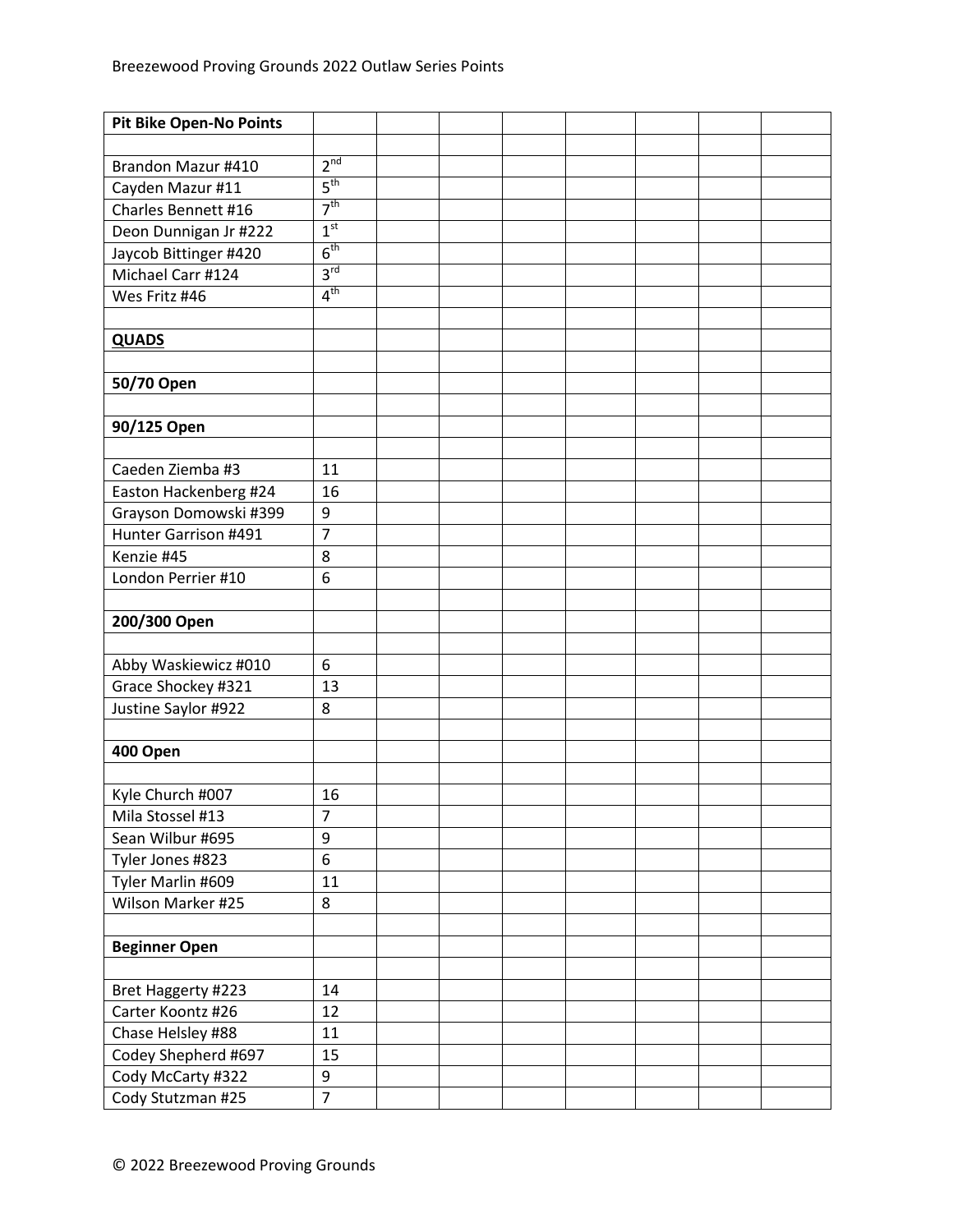| Pit Bike Open-No Points | | | | | | | | |
|---|---|---|---|---|---|---|---|---|
| | | | | | | | | |
| Brandon Mazur #410 | 2nd | | | | | | | |
| Cayden Mazur #11 | 5th | | | | | | | |
| Charles Bennett #16 | 7th | | | | | | | |
| Deon Dunnigan Jr #222 | 1st | | | | | | | |
| Jaycob Bittinger #420 | 6th | | | | | | | |
| Michael Carr #124 | 3rd | | | | | | | |
| Wes Fritz #46 | 4th | | | | | | | |
| | | | | | | | | |
| **QUADS** | | | | | | | | |
| | | | | | | | | |
| **50/70 Open** | | | | | | | | |
| | | | | | | | | |
| **90/125 Open** | | | | | | | | |
| | | | | | | | | |
| Caeden Ziemba #3 | 11 | | | | | | | |
| Easton Hackenberg #24 | 16 | | | | | | | |
| Grayson Domowski #399 | 9 | | | | | | | |
| Hunter Garrison #491 | 7 | | | | | | | |
| Kenzie #45 | 8 | | | | | | | |
| London Perrier #10 | 6 | | | | | | | |
| | | | | | | | | |
| **200/300 Open** | | | | | | | | |
| | | | | | | | | |
| Abby Waskiewicz #010 | 6 | | | | | | | |
| Grace Shockey #321 | 13 | | | | | | | |
| Justine Saylor #922 | 8 | | | | | | | |
| | | | | | | | | |
| **400 Open** | | | | | | | | |
| | | | | | | | | |
| Kyle Church #007 | 16 | | | | | | | |
| Mila Stossel #13 | 7 | | | | | | | |
| Sean Wilbur #695 | 9 | | | | | | | |
| Tyler Jones #823 | 6 | | | | | | | |
| Tyler Marlin #609 | 11 | | | | | | | |
| Wilson Marker #25 | 8 | | | | | | | |
| | | | | | | | | |
| **Beginner Open** | | | | | | | | |
| | | | | | | | | |
| Bret Haggerty #223 | 14 | | | | | | | |
| Carter Koontz #26 | 12 | | | | | | | |
| Chase Helsley #88 | 11 | | | | | | | |
| Codey Shepherd #697 | 15 | | | | | | | |
| Cody McCarty #322 | 9 | | | | | | | |
| Cody Stutzman #25 | 7 | | | | | | | |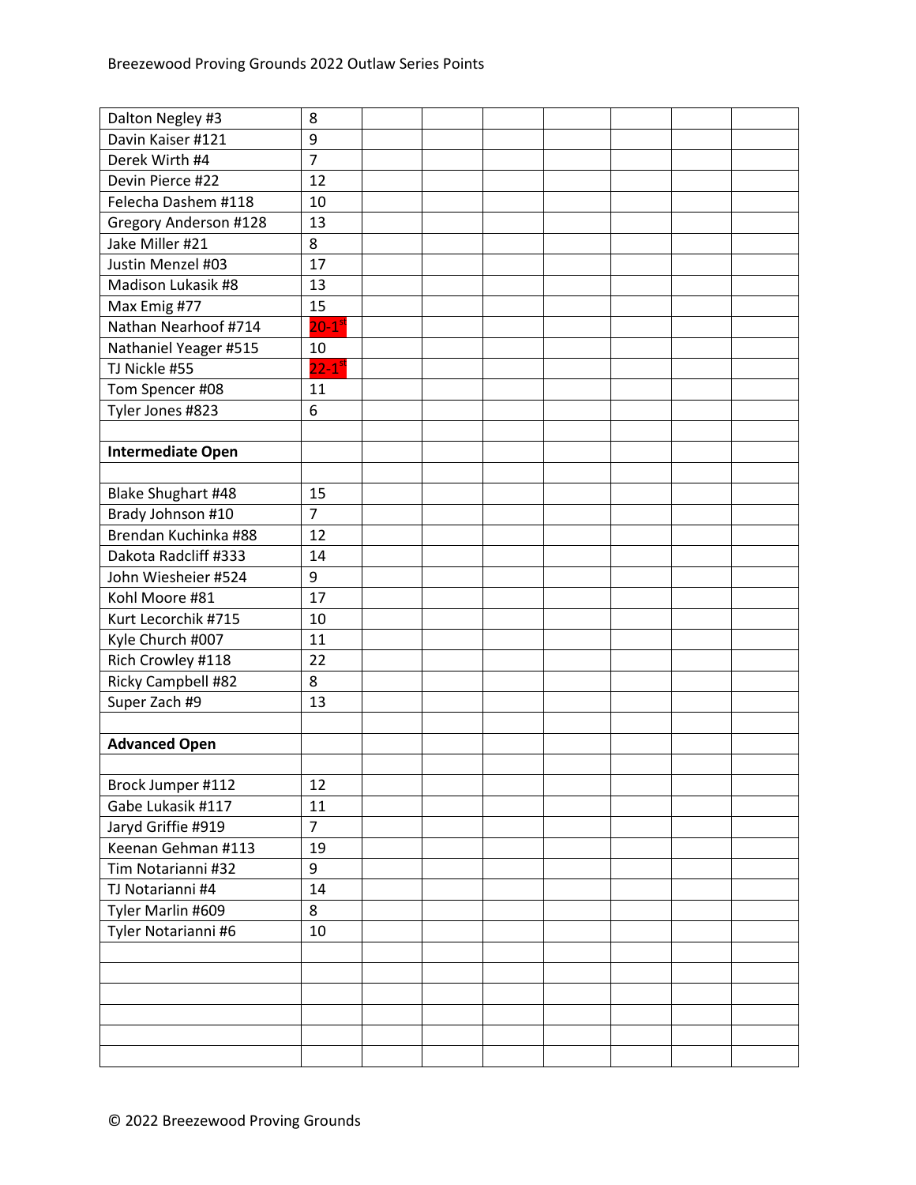Breezewood Proving Grounds 2022 Outlaw Series Points

| | | | | | | | | |
|---|---|---|---|---|---|---|---|---|
| Dalton Negley #3 | 8 | | | | | | | |
| Davin Kaiser #121 | 9 | | | | | | | |
| Derek Wirth #4 | 7 | | | | | | | |
| Devin Pierce #22 | 12 | | | | | | | |
| Felecha Dashem #118 | 10 | | | | | | | |
| Gregory Anderson #128 | 13 | | | | | | | |
| Jake Miller #21 | 8 | | | | | | | |
| Justin Menzel #03 | 17 | | | | | | | |
| Madison Lukasik #8 | 13 | | | | | | | |
| Max Emig #77 | 15 | | | | | | | |
| Nathan Nearhoof #714 | 20-1st | | | | | | | |
| Nathaniel Yeager #515 | 10 | | | | | | | |
| TJ Nickle #55 | 22-1st | | | | | | | |
| Tom Spencer #08 | 11 | | | | | | | |
| Tyler Jones #823 | 6 | | | | | | | |
| | | | | | | | | |
| **Intermediate Open** | | | | | | | | |
| | | | | | | | | |
| Blake Shughart #48 | 15 | | | | | | | |
| Brady Johnson #10 | 7 | | | | | | | |
| Brendan Kuchinka #88 | 12 | | | | | | | |
| Dakota Radcliff #333 | 14 | | | | | | | |
| John Wiesheier #524 | 9 | | | | | | | |
| Kohl Moore #81 | 17 | | | | | | | |
| Kurt Lecorchik #715 | 10 | | | | | | | |
| Kyle Church #007 | 11 | | | | | | | |
| Rich Crowley #118 | 22 | | | | | | | |
| Ricky Campbell #82 | 8 | | | | | | | |
| Super Zach #9 | 13 | | | | | | | |
| | | | | | | | | |
| **Advanced Open** | | | | | | | | |
| | | | | | | | | |
| Brock Jumper #112 | 12 | | | | | | | |
| Gabe Lukasik #117 | 11 | | | | | | | |
| Jaryd Griffie #919 | 7 | | | | | | | |
| Keenan Gehman #113 | 19 | | | | | | | |
| Tim Notarianni #32 | 9 | | | | | | | |
| TJ Notarianni #4 | 14 | | | | | | | |
| Tyler Marlin #609 | 8 | | | | | | | |
| Tyler Notarianni #6 | 10 | | | | | | | |
| | | | | | | | | |
| | | | | | | | | |
| | | | | | | | | |
| | | | | | | | | |
| | | | | | | | | |
| | | | | | | | | |

© 2022 Breezewood Proving Grounds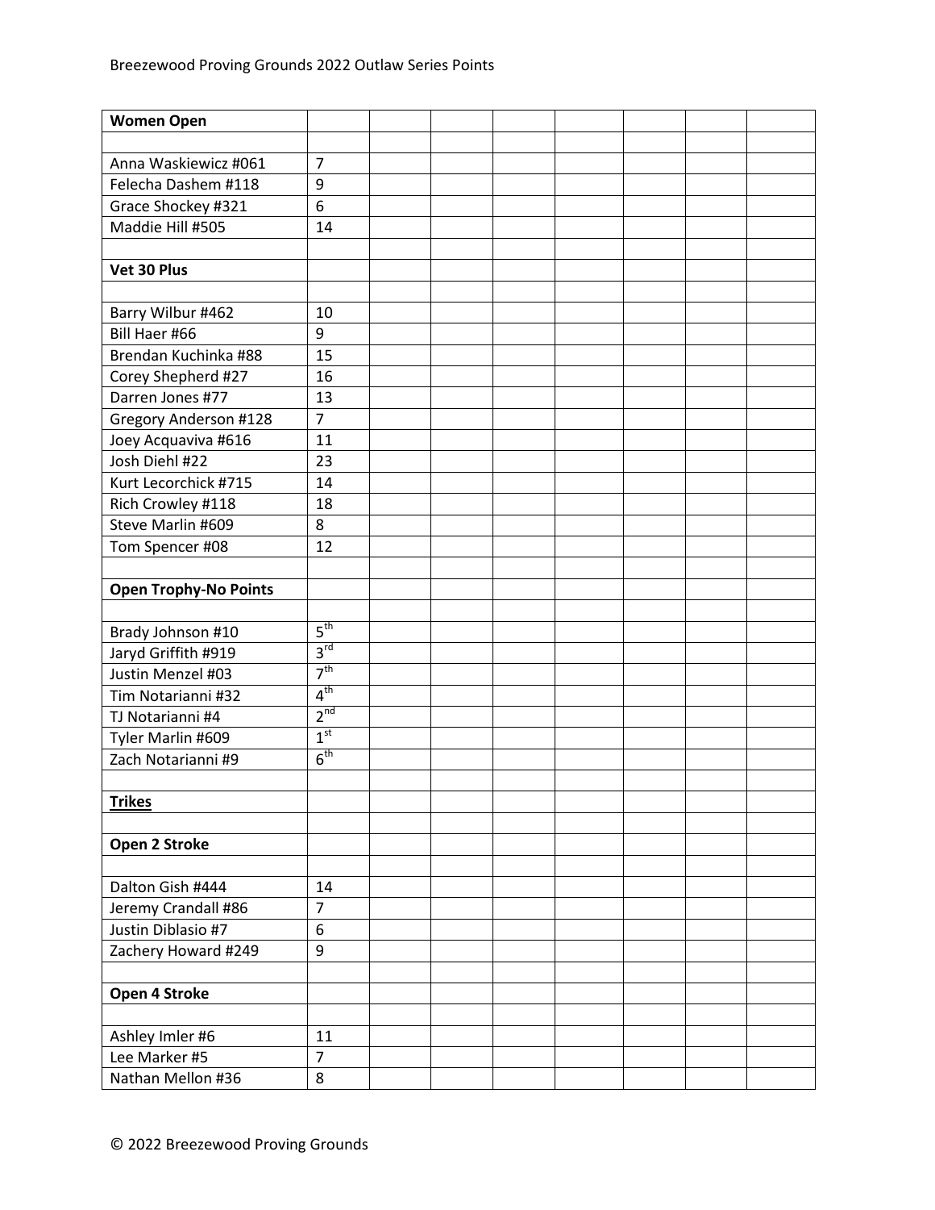| **Women Open** | | | | | | | | |
|---|---|---|---|---|---|---|---|---|
| | | | | | | | | |
| Anna Waskiewicz #061 | 7 | | | | | | | |
| Felecha Dashem #118 | 9 | | | | | | | |
| Grace Shockey #321 | 6 | | | | | | | |
| Maddie Hill #505 | 14 | | | | | | | |
| | | | | | | | | |
| **Vet 30 Plus** | | | | | | | | |
| | | | | | | | | |
| Barry Wilbur #462 | 10 | | | | | | | |
| Bill Haer #66 | 9 | | | | | | | |
| Brendan Kuchinka #88 | 15 | | | | | | | |
| Corey Shepherd #27 | 16 | | | | | | | |
| Darren Jones #77 | 13 | | | | | | | |
| Gregory Anderson #128 | 7 | | | | | | | |
| Joey Acquaviva #616 | 11 | | | | | | | |
| Josh Diehl #22 | 23 | | | | | | | |
| Kurt Lecorchick #715 | 14 | | | | | | | |
| Rich Crowley #118 | 18 | | | | | | | |
| Steve Marlin #609 | 8 | | | | | | | |
| Tom Spencer #08 | 12 | | | | | | | |
| | | | | | | | | |
| **Open Trophy-No Points** | | | | | | | | |
| | | | | | | | | |
| Brady Johnson #10 | 5th | | | | | | | |
| Jaryd Griffith #919 | 3rd | | | | | | | |
| Justin Menzel #03 | 7th | | | | | | | |
| Tim Notarianni #32 | 4th | | | | | | | |
| TJ Notarianni #4 | 2nd | | | | | | | |
| Tyler Marlin #609 | 1st | | | | | | | |
| Zach Notarianni #9 | 6th | | | | | | | |
| | | | | | | | | |
| **Trikes** | | | | | | | | |
| | | | | | | | | |
| **Open 2 Stroke** | | | | | | | | |
| | | | | | | | | |
| Dalton Gish #444 | 14 | | | | | | | |
| Jeremy Crandall #86 | 7 | | | | | | | |
| Justin Diblasio #7 | 6 | | | | | | | |
| Zachery Howard #249 | 9 | | | | | | | |
| | | | | | | | | |
| **Open 4 Stroke** | | | | | | | | |
| | | | | | | | | |
| Ashley Imler #6 | 11 | | | | | | | |
| Lee Marker #5 | 7 | | | | | | | |
| Nathan Mellon #36 | 8 | | | | | | | |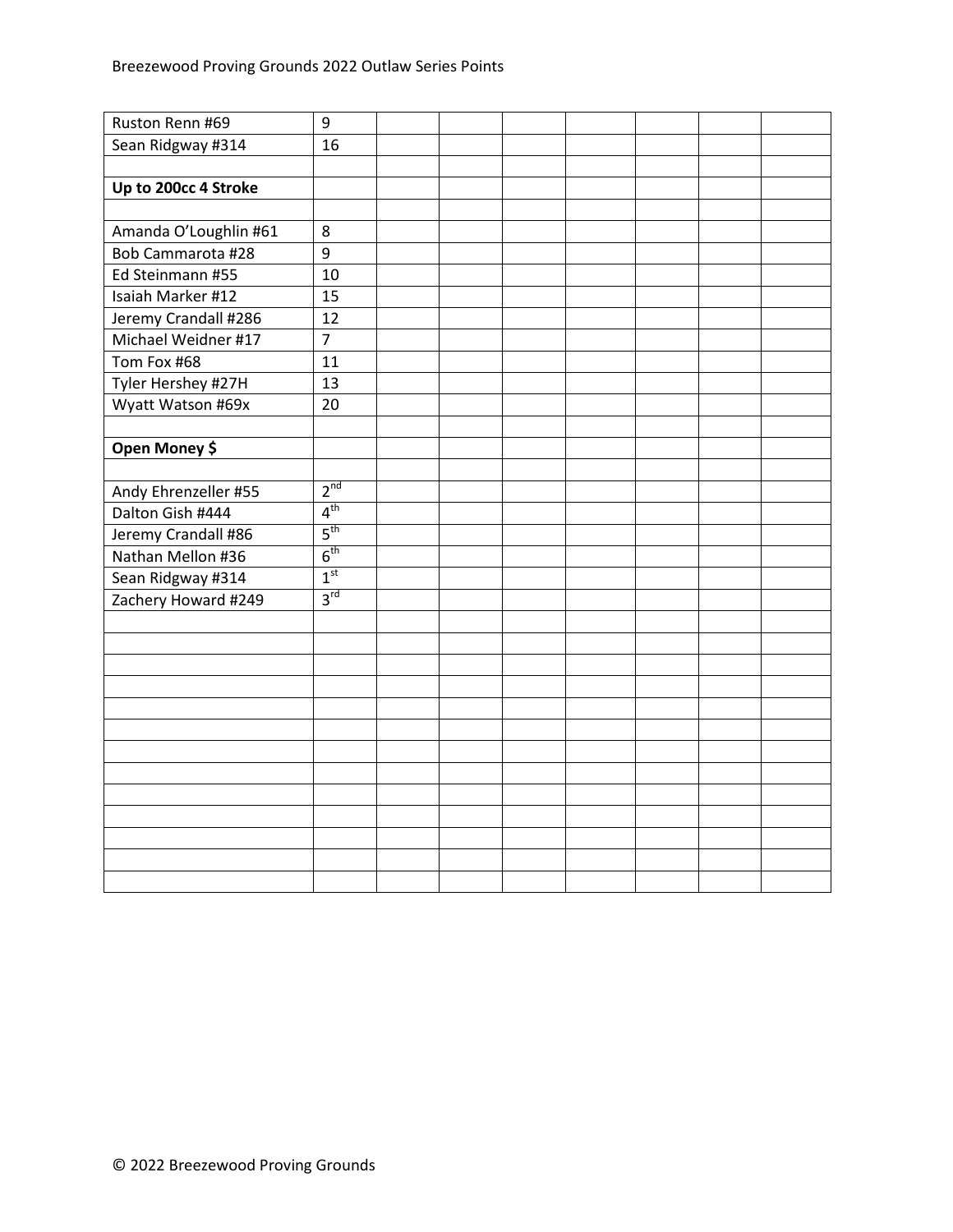| | | | | | | | | |
|---|---|---|---|---|---|---|---|---|
| Ruston Renn #69 | 9 | | | | | | | |
| Sean Ridgway #314 | 16 | | | | | | | |
| | | | | | | | | |
| **Up to 200cc 4 Stroke** | | | | | | | | |
| | | | | | | | | |
| Amanda O'Loughlin #61 | 8 | | | | | | | |
| Bob Cammarota #28 | 9 | | | | | | | |
| Ed Steinmann #55 | 10 | | | | | | | |
| Isaiah Marker #12 | 15 | | | | | | | |
| Jeremy Crandall #286 | 12 | | | | | | | |
| Michael Weidner #17 | 7 | | | | | | | |
| Tom Fox #68 | 11 | | | | | | | |
| Tyler Hershey #27H | 13 | | | | | | | |
| Wyatt Watson #69x | 20 | | | | | | | |
| | | | | | | | | |
| **Open Money $** | | | | | | | | |
| | | | | | | | | |
| Andy Ehrenzeller #55 | 2nd | | | | | | | |
| Dalton Gish #444 | 4th | | | | | | | |
| Jeremy Crandall #86 | 5th | | | | | | | |
| Nathan Mellon #36 | 6th | | | | | | | |
| Sean Ridgway #314 | 1st | | | | | | | |
| Zachery Howard #249 | 3rd | | | | | | | |
| | | | | | | | | |
| | | | | | | | | |
| | | | | | | | | |
| | | | | | | | | |
| | | | | | | | | |
| | | | | | | | | |
| | | | | | | | | |
| | | | | | | | | |
| | | | | | | | | |
| | | | | | | | | |
| | | | | | | | | |
| | | | | | | | | |
| | | | | | | | | |